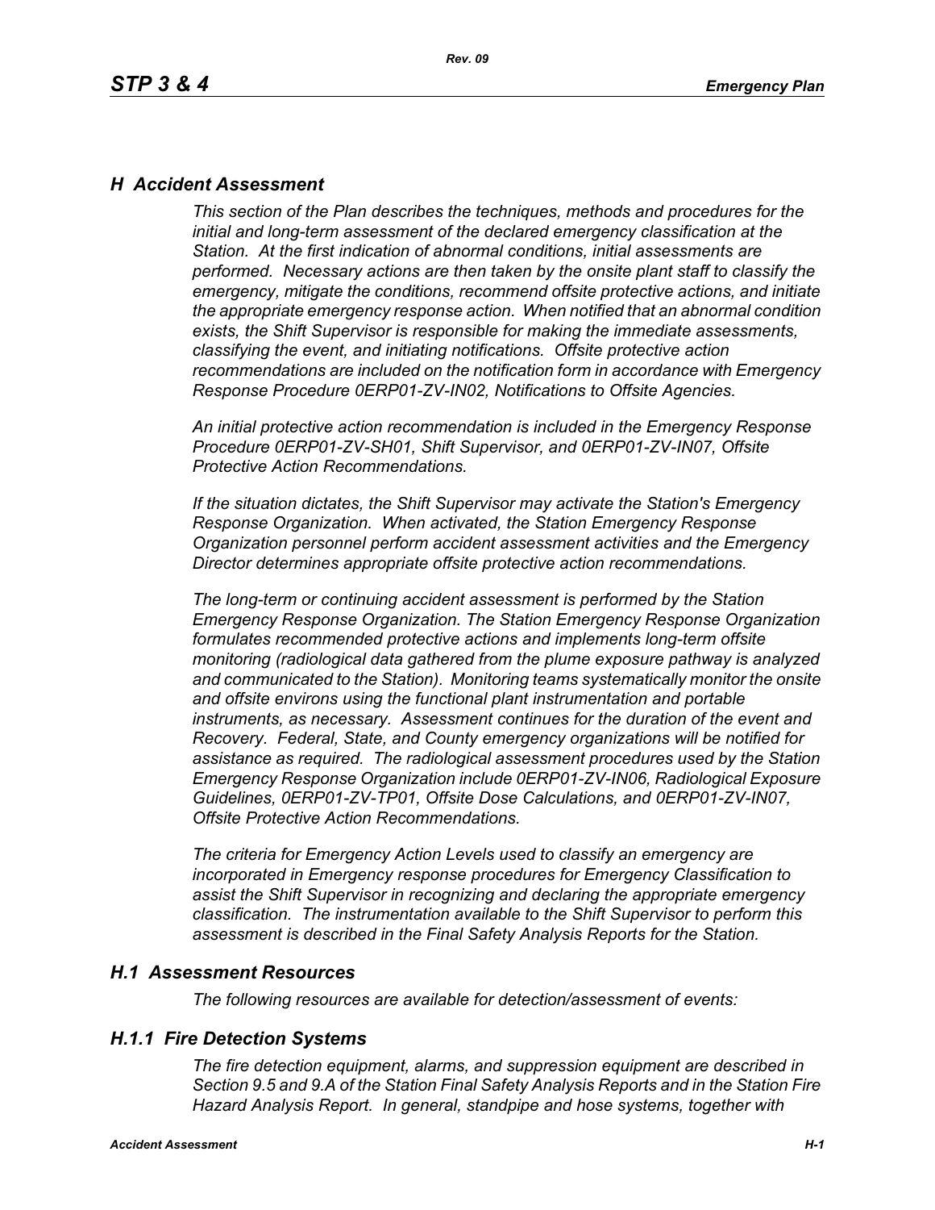## H Accident Assessment

*This section of the Plan describes the techniques, methods and procedures for the initial and long-term assessment of the declared emergency classification at the Station. At the first indication of abnormal conditions, initial assessments are performed. Necessary actions are then taken by the onsite plant staff to classify the emergency, mitigate the conditions, recommend offsite protective actions, and initiate the appropriate emergency response action. When notified that an abnormal condition exists, the Shift Supervisor is responsible for making the immediate assessments, classifying the event, and initiating notifications. Offsite protective action recommendations are included on the notification form in accordance with Emergency Response Procedure 0ERP01-ZV-IN02, Notifications to Offsite Agencies.*

*An initial protective action recommendation is included in the Emergency Response Procedure 0ERP01-ZV-SH01, Shift Supervisor, and 0ERP01-ZV-IN07, Offsite Protective Action Recommendations.*

*If the situation dictates, the Shift Supervisor may activate the Station's Emergency Response Organization. When activated, the Station Emergency Response Organization personnel perform accident assessment activities and the Emergency Director determines appropriate offsite protective action recommendations.*

*The long-term or continuing accident assessment is performed by the Station Emergency Response Organization. The Station Emergency Response Organization formulates recommended protective actions and implements long-term offsite monitoring (radiological data gathered from the plume exposure pathway is analyzed and communicated to the Station). Monitoring teams systematically monitor the onsite and offsite environs using the functional plant instrumentation and portable instruments, as necessary. Assessment continues for the duration of the event and Recovery. Federal, State, and County emergency organizations will be notified for assistance as required. The radiological assessment procedures used by the Station Emergency Response Organization include 0ERP01-ZV-IN06, Radiological Exposure Guidelines, 0ERP01-ZV-TP01, Offsite Dose Calculations, and 0ERP01-ZV-IN07, Offsite Protective Action Recommendations.*

*The criteria for Emergency Action Levels used to classify an emergency are incorporated in Emergency response procedures for Emergency Classification to assist the Shift Supervisor in recognizing and declaring the appropriate emergency classification. The instrumentation available to the Shift Supervisor to perform this assessment is described in the Final Safety Analysis Reports for the Station.*

### H.1 Assessment Resources

*The following resources are available for detection/assessment of events:*

### H.1.1 Fire Detection Systems

*The fire detection equipment, alarms, and suppression equipment are described in Section 9.5 and 9.A of the Station Final Safety Analysis Reports and in the Station Fire Hazard Analysis Report. In general, standpipe and hose systems, together with*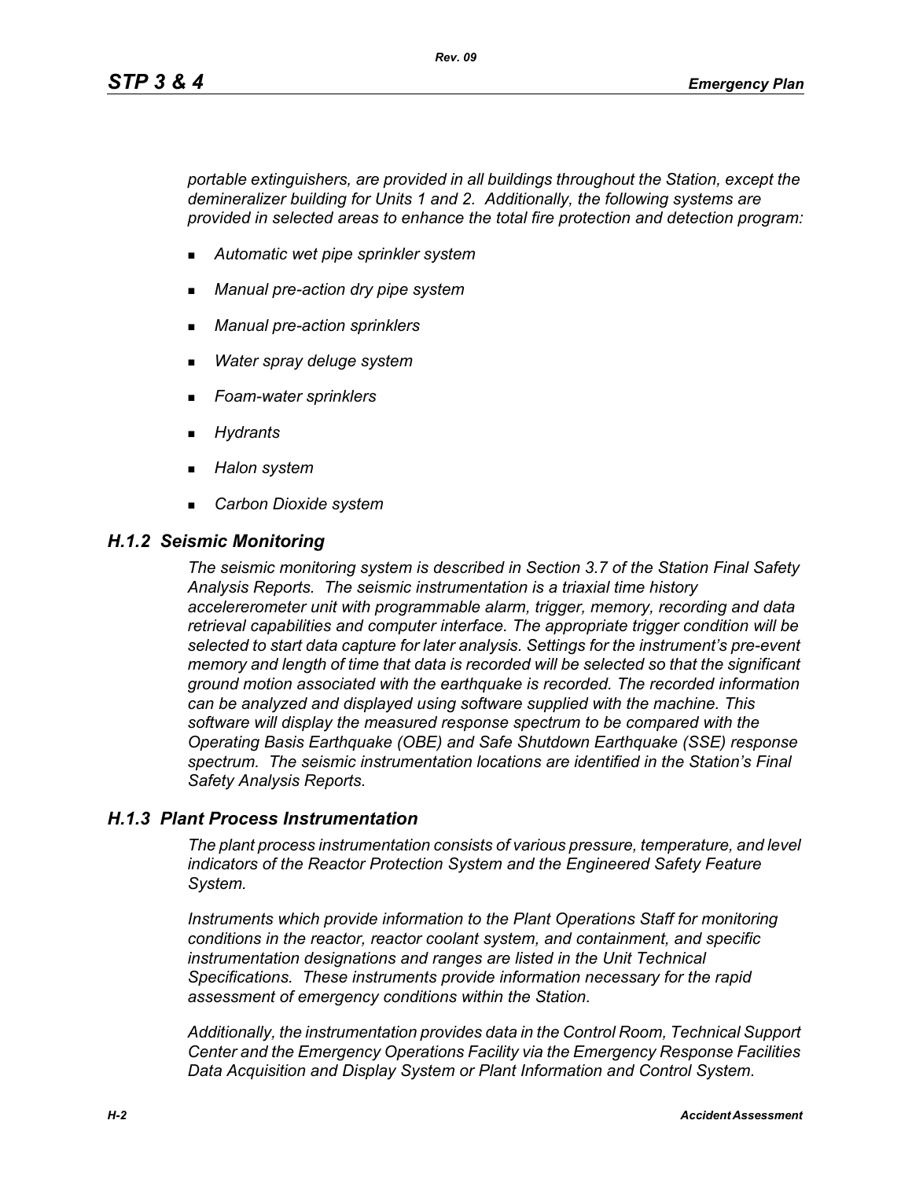*portable extinguishers, are provided in all buildings throughout the Station, except the demineralizer building for Units 1 and 2. Additionally, the following systems are provided in selected areas to enhance the total fire protection and detection program:*

- *Automatic wet pipe sprinkler system*
- *Manual pre-action dry pipe system*
- *Manual pre-action sprinklers*
- *Water spray deluge system*
- *Foam-water sprinklers*
- *Hydrants*
- *Halon system*
- *Carbon Dioxide system*

### *H.1.2 Seismic Monitoring*

*The seismic monitoring system is described in Section 3.7 of the Station Final Safety Analysis Reports. The seismic instrumentation is a triaxial time history accelererometer unit with programmable alarm, trigger, memory, recording and data retrieval capabilities and computer interface. The appropriate trigger condition will be selected to start data capture for later analysis. Settings for the instrument's pre-event memory and length of time that data is recorded will be selected so that the significant ground motion associated with the earthquake is recorded. The recorded information can be analyzed and displayed using software supplied with the machine. This software will display the measured response spectrum to be compared with the Operating Basis Earthquake (OBE) and Safe Shutdown Earthquake (SSE) response spectrum. The seismic instrumentation locations are identified in the Station's Final Safety Analysis Reports.*

### *H.1.3 Plant Process Instrumentation*

*The plant process instrumentation consists of various pressure, temperature, and level indicators of the Reactor Protection System and the Engineered Safety Feature System.*

*Instruments which provide information to the Plant Operations Staff for monitoring conditions in the reactor, reactor coolant system, and containment, and specific instrumentation designations and ranges are listed in the Unit Technical Specifications. These instruments provide information necessary for the rapid assessment of emergency conditions within the Station.*

*Additionally, the instrumentation provides data in the Control Room, Technical Support Center and the Emergency Operations Facility via the Emergency Response Facilities Data Acquisition and Display System or Plant Information and Control System.*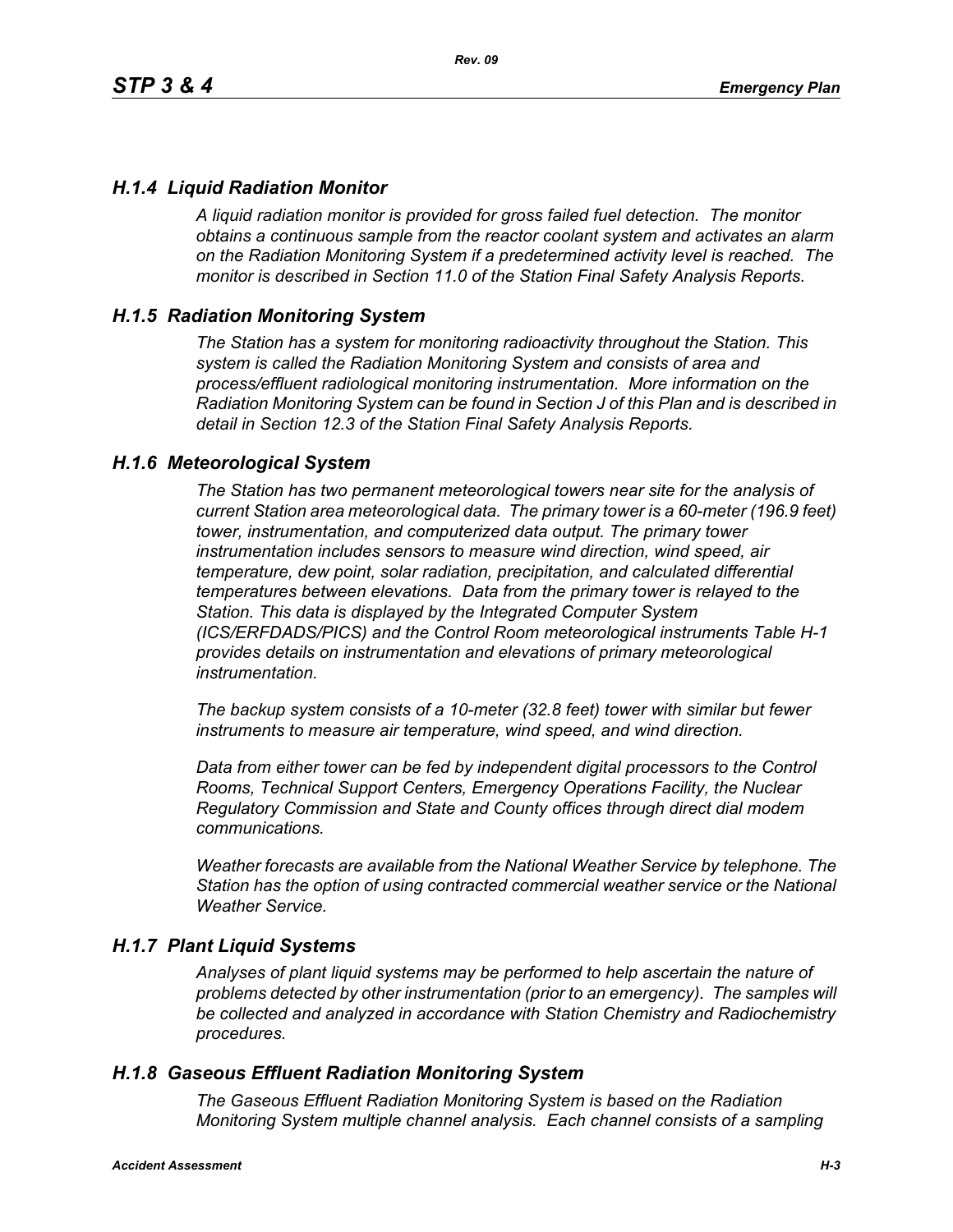### *H.1.4 Liquid Radiation Monitor*

*A liquid radiation monitor is provided for gross failed fuel detection. The monitor obtains a continuous sample from the reactor coolant system and activates an alarm on the Radiation Monitoring System if a predetermined activity level is reached. The monitor is described in Section 11.0 of the Station Final Safety Analysis Reports.*

### *H.1.5 Radiation Monitoring System*

*The Station has a system for monitoring radioactivity throughout the Station. This system is called the Radiation Monitoring System and consists of area and process/effluent radiological monitoring instrumentation. More information on the Radiation Monitoring System can be found in Section J of this Plan and is described in detail in Section 12.3 of the Station Final Safety Analysis Reports.*

### *H.1.6 Meteorological System*

*The Station has two permanent meteorological towers near site for the analysis of current Station area meteorological data. The primary tower is a 60-meter (196.9 feet) tower, instrumentation, and computerized data output. The primary tower instrumentation includes sensors to measure wind direction, wind speed, air temperature, dew point, solar radiation, precipitation, and calculated differential temperatures between elevations. Data from the primary tower is relayed to the Station. This data is displayed by the Integrated Computer System (ICS/ERFDADS/PICS) and the Control Room meteorological instruments Table H-1 provides details on instrumentation and elevations of primary meteorological instrumentation.*

*The backup system consists of a 10-meter (32.8 feet) tower with similar but fewer instruments to measure air temperature, wind speed, and wind direction.*

*Data from either tower can be fed by independent digital processors to the Control Rooms, Technical Support Centers, Emergency Operations Facility, the Nuclear Regulatory Commission and State and County offices through direct dial modem communications.*

*Weather forecasts are available from the National Weather Service by telephone. The Station has the option of using contracted commercial weather service or the National Weather Service.*

### *H.1.7 Plant Liquid Systems*

*Analyses of plant liquid systems may be performed to help ascertain the nature of problems detected by other instrumentation (prior to an emergency). The samples will be collected and analyzed in accordance with Station Chemistry and Radiochemistry procedures.*

### *H.1.8 Gaseous Effluent Radiation Monitoring System*

*The Gaseous Effluent Radiation Monitoring System is based on the Radiation Monitoring System multiple channel analysis. Each channel consists of a sampling*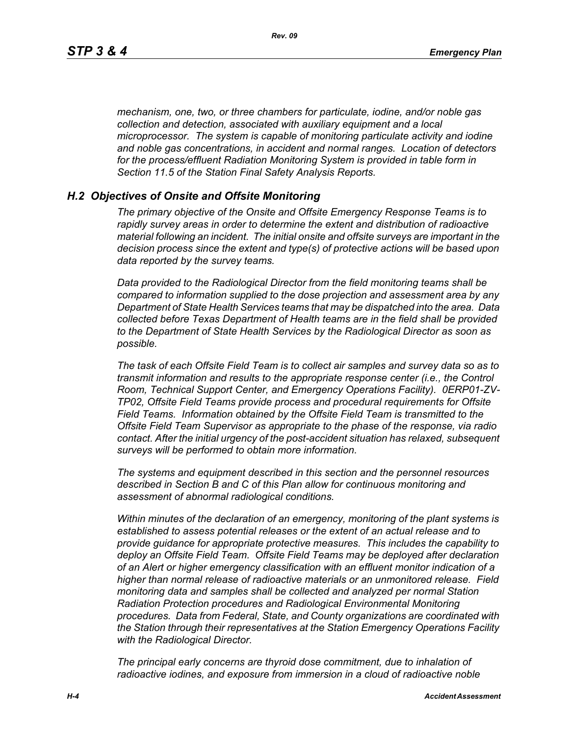*mechanism, one, two, or three chambers for particulate, iodine, and/or noble gas collection and detection, associated with auxiliary equipment and a local microprocessor. The system is capable of monitoring particulate activity and iodine and noble gas concentrations, in accident and normal ranges. Location of detectors for the process/effluent Radiation Monitoring System is provided in table form in Section 11.5 of the Station Final Safety Analysis Reports.*

## *H.2 Objectives of Onsite and Offsite Monitoring*

*The primary objective of the Onsite and Offsite Emergency Response Teams is to rapidly survey areas in order to determine the extent and distribution of radioactive material following an incident. The initial onsite and offsite surveys are important in the decision process since the extent and type(s) of protective actions will be based upon data reported by the survey teams.*

*Data provided to the Radiological Director from the field monitoring teams shall be compared to information supplied to the dose projection and assessment area by any Department of State Health Services teams that may be dispatched into the area. Data collected before Texas Department of Health teams are in the field shall be provided to the Department of State Health Services by the Radiological Director as soon as possible.*

*The task of each Offsite Field Team is to collect air samples and survey data so as to transmit information and results to the appropriate response center (i.e., the Control Room, Technical Support Center, and Emergency Operations Facility). 0ERP01-ZV-TP02, Offsite Field Teams provide process and procedural requirements for Offsite Field Teams. Information obtained by the Offsite Field Team is transmitted to the Offsite Field Team Supervisor as appropriate to the phase of the response, via radio contact. After the initial urgency of the post-accident situation has relaxed, subsequent surveys will be performed to obtain more information.*

*The systems and equipment described in this section and the personnel resources described in Section B and C of this Plan allow for continuous monitoring and assessment of abnormal radiological conditions.*

*Within minutes of the declaration of an emergency, monitoring of the plant systems is established to assess potential releases or the extent of an actual release and to provide guidance for appropriate protective measures. This includes the capability to deploy an Offsite Field Team. Offsite Field Teams may be deployed after declaration of an Alert or higher emergency classification with an effluent monitor indication of a higher than normal release of radioactive materials or an unmonitored release. Field monitoring data and samples shall be collected and analyzed per normal Station Radiation Protection procedures and Radiological Environmental Monitoring procedures. Data from Federal, State, and County organizations are coordinated with the Station through their representatives at the Station Emergency Operations Facility with the Radiological Director.*

*The principal early concerns are thyroid dose commitment, due to inhalation of radioactive iodines, and exposure from immersion in a cloud of radioactive noble*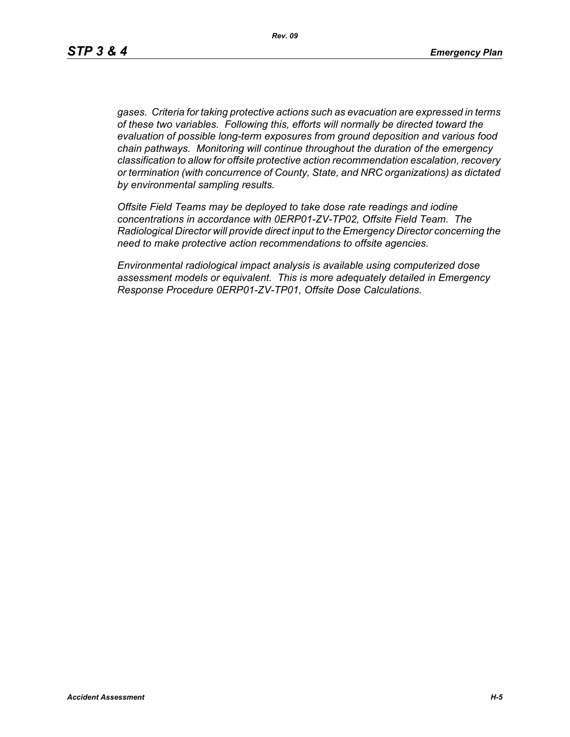*gases. Criteria for taking protective actions such as evacuation are expressed in terms of these two variables. Following this, efforts will normally be directed toward the evaluation of possible long-term exposures from ground deposition and various food chain pathways. Monitoring will continue throughout the duration of the emergency classification to allow for offsite protective action recommendation escalation, recovery or termination (with concurrence of County, State, and NRC organizations) as dictated by environmental sampling results.*

*Offsite Field Teams may be deployed to take dose rate readings and iodine concentrations in accordance with 0ERP01-ZV-TP02, Offsite Field Team. The Radiological Director will provide direct input to the Emergency Director concerning the need to make protective action recommendations to offsite agencies.*

*Environmental radiological impact analysis is available using computerized dose assessment models or equivalent. This is more adequately detailed in Emergency Response Procedure 0ERP01-ZV-TP01, Offsite Dose Calculations.*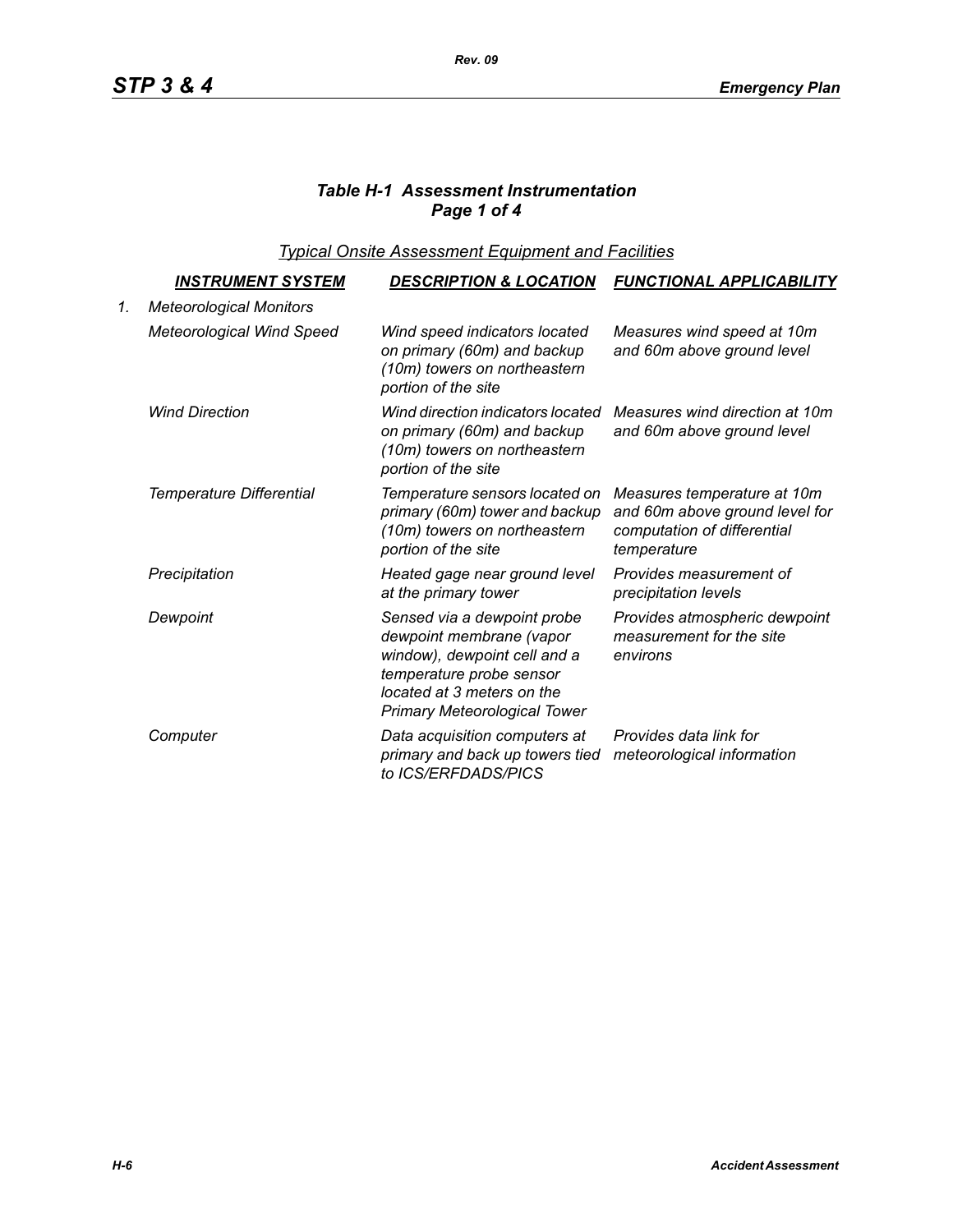### *Table H-1 Assessment Instrumentation*
### *Page 1 of 4*

*Typical Onsite Assessment Equipment and Facilities*

| | *INSTRUMENT SYSTEM* | *DESCRIPTION & LOCATION* | *FUNCTIONAL APPLICABILITY* |
|---|---|---|---|
| 1. | *Meteorological Monitors* | | |
| | *Meteorological Wind Speed* | *Wind speed indicators located on primary (60m) and backup (10m) towers on northeastern portion of the site* | *Measures wind speed at 10m and 60m above ground level* |
| | *Wind Direction* | *Wind direction indicators located on primary (60m) and backup (10m) towers on northeastern portion of the site* | *Measures wind direction at 10m and 60m above ground level* |
| | *Temperature Differential* | *Temperature sensors located on primary (60m) tower and backup (10m) towers on northeastern portion of the site* | *Measures temperature at 10m and 60m above ground level for computation of differential temperature* |
| | *Precipitation* | *Heated gage near ground level at the primary tower* | *Provides measurement of precipitation levels* |
| | *Dewpoint* | *Sensed via a dewpoint probe dewpoint membrane (vapor window), dewpoint cell and a temperature probe sensor located at 3 meters on the Primary Meteorological Tower* | *Provides atmospheric dewpoint measurement for the site environs* |
| | *Computer* | *Data acquisition computers at primary and back up towers tied to ICS/ERFDADS/PICS* | *Provides data link for meteorological information* |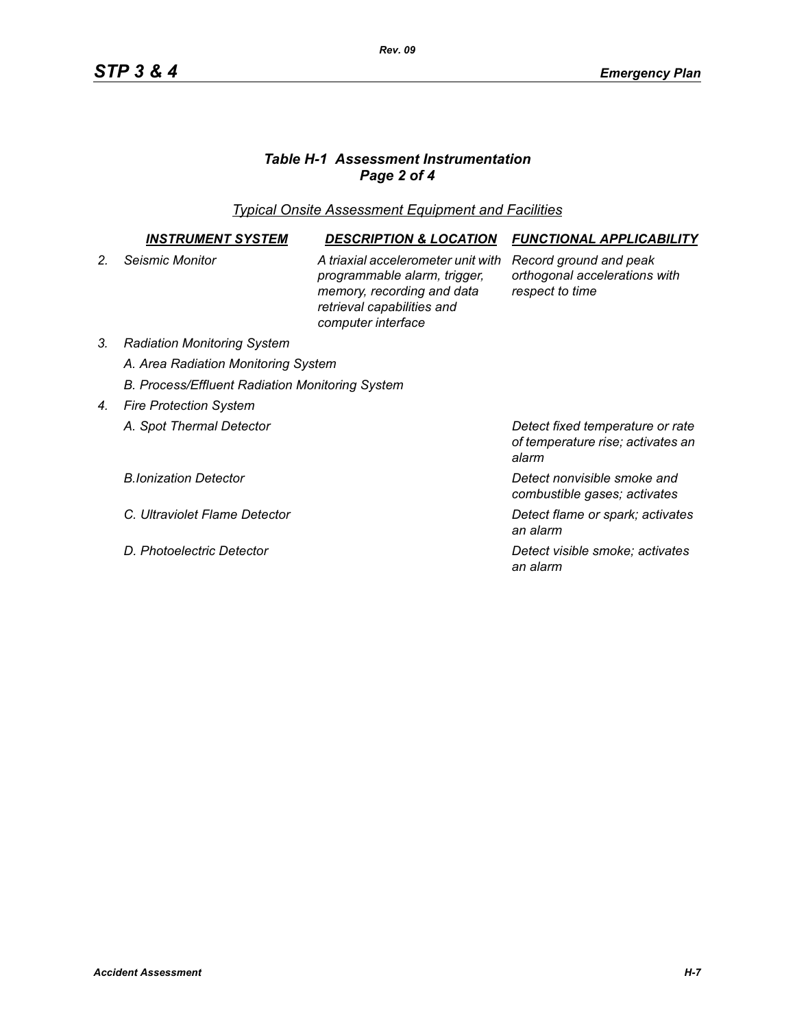### *Table H-1 Assessment Instrumentation*
### *Page 2 of 4*

*Typical Onsite Assessment Equipment and Facilities*

| | INSTRUMENT SYSTEM | DESCRIPTION & LOCATION | FUNCTIONAL APPLICABILITY |
|---|---|---|---|
| *2.* | *Seismic Monitor* | *A triaxial accelerometer unit with programmable alarm, trigger, memory, recording and data retrieval capabilities and computer interface* | *Record ground and peak orthogonal accelerations with respect to time* |
| *3.* | *Radiation Monitoring System* | | |
| | *A. Area Radiation Monitoring System* | | |
| | *B. Process/Effluent Radiation Monitoring System* | | |
| *4.* | *Fire Protection System* | | |
| | *A. Spot Thermal Detector* | | *Detect fixed temperature or rate of temperature rise; activates an alarm* |
| | *B.Ionization Detector* | | *Detect nonvisible smoke and combustible gases; activates* |
| | *C. Ultraviolet Flame Detector* | | *Detect flame or spark; activates an alarm* |
| | *D. Photoelectric Detector* | | *Detect visible smoke; activates an alarm* |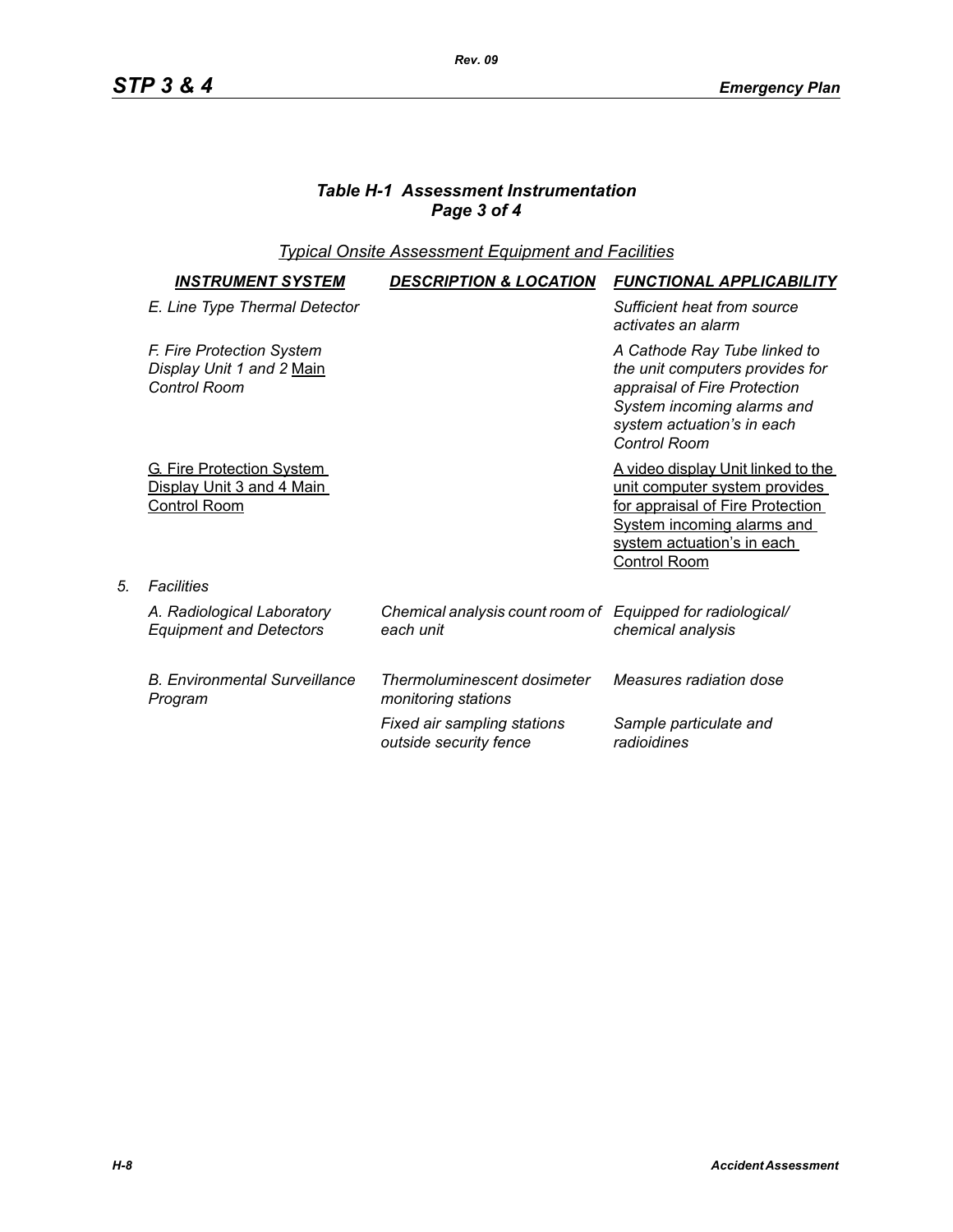### *Table H-1 Assessment Instrumentation*
### *Page 3 of 4*

*Typical Onsite Assessment Equipment and Facilities*

| | INSTRUMENT SYSTEM | DESCRIPTION & LOCATION | FUNCTIONAL APPLICABILITY |
|---|---|---|---|
| | *E. Line Type Thermal Detector* | | *Sufficient heat from source activates an alarm* |
| | *F. Fire Protection System Display Unit 1 and 2 Main Control Room* | | *A Cathode Ray Tube linked to the unit computers provides for appraisal of Fire Protection System incoming alarms and system actuation's in each Control Room* |
| | G. Fire Protection System Display Unit 3 and 4 Main Control Room | | A video display Unit linked to the unit computer system provides for appraisal of Fire Protection System incoming alarms and system actuation's in each Control Room |
| *5.* | *Facilities* | | |
| | *A. Radiological Laboratory Equipment and Detectors* | *Chemical analysis count room of each unit* | *Equipped for radiological/ chemical analysis* |
| | *B. Environmental Surveillance Program* | *Thermoluminescent dosimeter monitoring stations* | *Measures radiation dose* |
| | | *Fixed air sampling stations outside security fence* | *Sample particulate and radioidines* |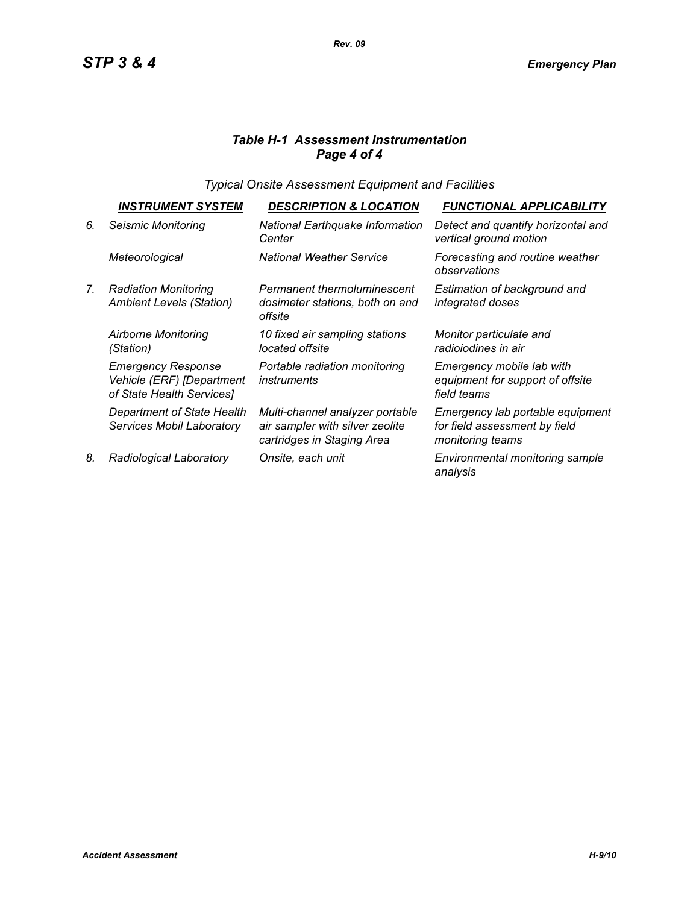### Table H-1 Assessment Instrumentation
### Page 4 of 4

*Typical Onsite Assessment Equipment and Facilities*

| | INSTRUMENT SYSTEM | DESCRIPTION & LOCATION | FUNCTIONAL APPLICABILITY |
|---|---|---|---|
| 6. | Seismic Monitoring | National Earthquake Information Center | Detect and quantify horizontal and vertical ground motion |
| | Meteorological | National Weather Service | Forecasting and routine weather observations |
| 7. | Radiation Monitoring Ambient Levels (Station) | Permanent thermoluminescent dosimeter stations, both on and offsite | Estimation of background and integrated doses |
| | Airborne Monitoring (Station) | 10 fixed air sampling stations located offsite | Monitor particulate and radioiodines in air |
| | Emergency Response Vehicle (ERF) [Department of State Health Services] | Portable radiation monitoring instruments | Emergency mobile lab with equipment for support of offsite field teams |
| | Department of State Health Services Mobil Laboratory | Multi-channel analyzer portable air sampler with silver zeolite cartridges in Staging Area | Emergency lab portable equipment for field assessment by field monitoring teams |
| 8. | Radiological Laboratory | Onsite, each unit | Environmental monitoring sample analysis |